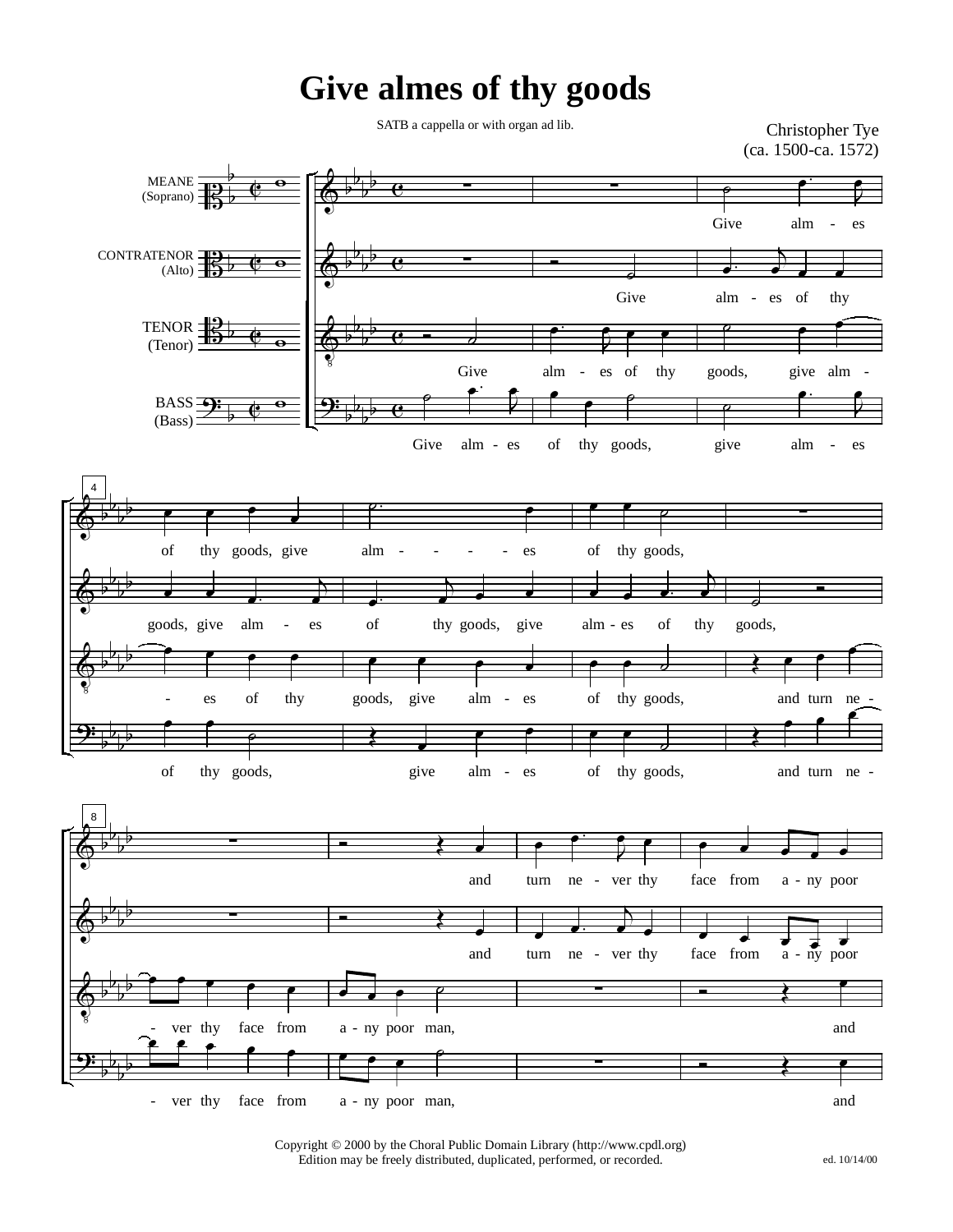# Give almes of thy goods

SATB a cappella or with organ ad lib.

Christopher Tye
(ca. 1500-ca. 1572)

MEANE (Soprano)

CONTRATENOR (Alto)

TENOR (Tenor)

BASS (Bass)

Copyright © 2000 by the Choral Public Domain Library (http://www.cpdl.org)
Edition may be freely distributed, duplicated, performed, or recorded.

ed. 10/14/00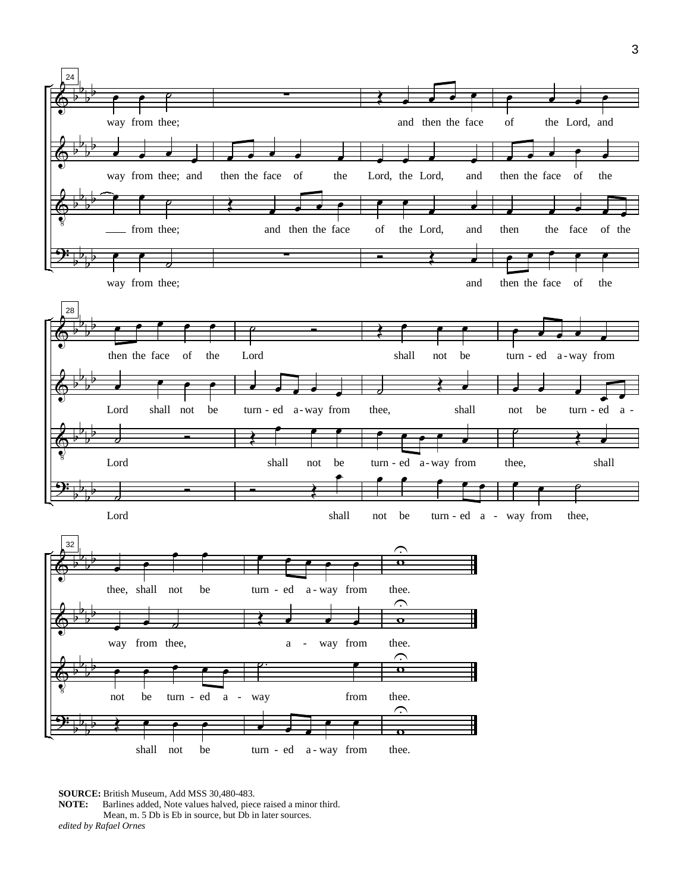**SOURCE:** British Museum, Add MSS 30,480-483.
**NOTE:** Barlines added, Note values halved, piece raised a minor third.
Mean, m. 5 Db is Eb in source, but Db in later sources.
*edited by Rafael Ornes*